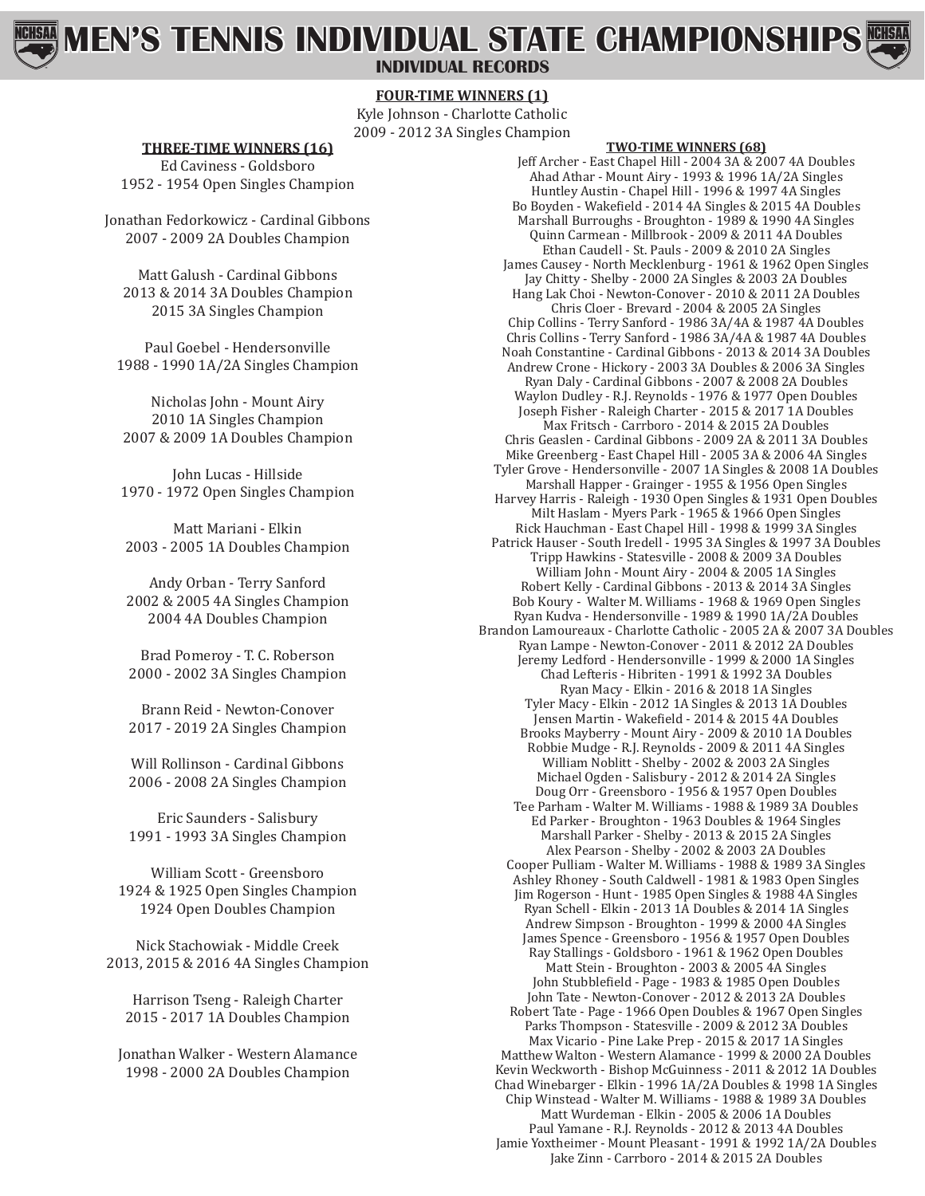# MEN'S TENNIS INDIVIDUAL STATE CHAMPIONSHIPS

## INDIVIDUAL RECORDS

### FOUR-TIME WINNERS (1)

Kyle Johnson - Charlotte Catholic
2009 - 2012 3A Singles Champion

### THREE-TIME WINNERS (16)

Ed Caviness - Goldsboro
1952 - 1954 Open Singles Champion

Jonathan Fedorkowicz - Cardinal Gibbons
2007 - 2009 2A Doubles Champion

Matt Galush - Cardinal Gibbons
2013 & 2014 3A Doubles Champion
2015 3A Singles Champion

Paul Goebel - Hendersonville
1988 - 1990 1A/2A Singles Champion

Nicholas John - Mount Airy
2010 1A Singles Champion
2007 & 2009 1A Doubles Champion

John Lucas - Hillside
1970 - 1972 Open Singles Champion

Matt Mariani - Elkin
2003 - 2005 1A Doubles Champion

Andy Orban - Terry Sanford
2002 & 2005 4A Singles Champion
2004 4A Doubles Champion

Brad Pomeroy - T. C. Roberson
2000 - 2002 3A Singles Champion

Brann Reid - Newton-Conover
2017 - 2019 2A Singles Champion

Will Rollinson - Cardinal Gibbons
2006 - 2008 2A Singles Champion

Eric Saunders - Salisbury
1991 - 1993 3A Singles Champion

William Scott - Greensboro
1924 & 1925 Open Singles Champion
1924 Open Doubles Champion

Nick Stachowiak - Middle Creek
2013, 2015 & 2016 4A Singles Champion

Harrison Tseng - Raleigh Charter
2015 - 2017 1A Doubles Champion

Jonathan Walker - Western Alamance
1998 - 2000 2A Doubles Champion

### TWO-TIME WINNERS (68)

Jeff Archer - East Chapel Hill - 2004 3A & 2007 4A Doubles
Ahad Athar - Mount Airy - 1993 & 1996 1A/2A Singles
Huntley Austin - Chapel Hill - 1996 & 1997 4A Singles
Bo Boyden - Wakefield - 2014 4A Singles & 2015 4A Doubles
Marshall Burroughs - Broughton - 1989 & 1990 4A Singles
Quinn Carmean - Millbrook - 2009 & 2011 4A Doubles
Ethan Caudell - St. Pauls - 2009 & 2010 2A Singles
James Causey - North Mecklenburg - 1961 & 1962 Open Singles
Jay Chitty - Shelby - 2000 2A Singles & 2003 2A Doubles
Hang Lak Choi - Newton-Conover - 2010 & 2011 2A Doubles
Chris Cloer - Brevard - 2004 & 2005 2A Singles
Chip Collins - Terry Sanford - 1986 3A/4A & 1987 4A Doubles
Chris Collins - Terry Sanford - 1986 3A/4A & 1987 4A Doubles
Noah Constantine - Cardinal Gibbons - 2013 & 2014 3A Doubles
Andrew Crone - Hickory - 2003 3A Doubles & 2006 3A Singles
Ryan Daly - Cardinal Gibbons - 2007 & 2008 2A Doubles
Waylon Dudley - R.J. Reynolds - 1976 & 1977 Open Doubles
Joseph Fisher - Raleigh Charter - 2015 & 2017 1A Doubles
Max Fritsch - Carrboro - 2014 & 2015 2A Doubles
Chris Geaslen - Cardinal Gibbons - 2009 2A & 2011 3A Doubles
Mike Greenberg - East Chapel Hill - 2005 3A & 2006 4A Singles
Tyler Grove - Hendersonville - 2007 1A Singles & 2008 1A Doubles
Marshall Happer - Grainger - 1955 & 1956 Open Singles
Harvey Harris - Raleigh - 1930 Open Singles & 1931 Open Doubles
Milt Haslam - Myers Park - 1965 & 1966 Open Singles
Rick Hauchman - East Chapel Hill - 1998 & 1999 3A Singles
Patrick Hauser - South Iredell - 1995 3A Singles & 1997 3A Doubles
Tripp Hawkins - Statesville - 2008 & 2009 3A Doubles
William John - Mount Airy - 2004 & 2005 1A Singles
Robert Kelly - Cardinal Gibbons - 2013 & 2014 3A Singles
Bob Koury - Walter M. Williams - 1968 & 1969 Open Singles
Ryan Kudva - Hendersonville - 1989 & 1990 1A/2A Doubles
Brandon Lamoureaux - Charlotte Catholic - 2005 2A & 2007 3A Doubles
Ryan Lampe - Newton-Conover - 2011 & 2012 2A Doubles
Jeremy Ledford - Hendersonville - 1999 & 2000 1A Singles
Chad Lefteris - Hibriten - 1991 & 1992 3A Doubles
Ryan Macy - Elkin - 2016 & 2018 1A Singles
Tyler Macy - Elkin - 2012 1A Singles & 2013 1A Doubles
Jensen Martin - Wakefield - 2014 & 2015 4A Doubles
Brooks Mayberry - Mount Airy - 2009 & 2010 1A Doubles
Robbie Mudge - R.J. Reynolds - 2009 & 2011 4A Singles
William Noblitt - Shelby - 2002 & 2003 2A Singles
Michael Ogden - Salisbury - 2012 & 2014 2A Singles
Doug Orr - Greensboro - 1956 & 1957 Open Doubles
Tee Parham - Walter M. Williams - 1988 & 1989 3A Doubles
Ed Parker - Broughton - 1963 Doubles & 1964 Singles
Marshall Parker - Shelby - 2013 & 2015 2A Singles
Alex Pearson - Shelby - 2002 & 2003 2A Doubles
Cooper Pulliam - Walter M. Williams - 1988 & 1989 3A Singles
Ashley Rhoney - South Caldwell - 1981 & 1983 Open Singles
Jim Rogerson - Hunt - 1985 Open Singles & 1988 4A Singles
Ryan Schell - Elkin - 2013 1A Doubles & 2014 1A Singles
Andrew Simpson - Broughton - 1999 & 2000 4A Singles
James Spence - Greensboro - 1956 & 1957 Open Doubles
Ray Stallings - Goldsboro - 1961 & 1962 Open Doubles
Matt Stein - Broughton - 2003 & 2005 4A Singles
John Stubblefield - Page - 1983 & 1985 Open Doubles
John Tate - Newton-Conover - 2012 & 2013 2A Doubles
Robert Tate - Page - 1966 Open Doubles & 1967 Open Singles
Parks Thompson - Statesville - 2009 & 2012 3A Doubles
Max Vicario - Pine Lake Prep - 2015 & 2017 1A Singles
Matthew Walton - Western Alamance - 1999 & 2000 2A Doubles
Kevin Weckworth - Bishop McGuinness - 2011 & 2012 1A Doubles
Chad Winebarger - Elkin - 1996 1A/2A Doubles & 1998 1A Singles
Chip Winstead - Walter M. Williams - 1988 & 1989 3A Doubles
Matt Wurdeman - Elkin - 2005 & 2006 1A Doubles
Paul Yamane - R.J. Reynolds - 2012 & 2013 4A Doubles
Jamie Yoxtheimer - Mount Pleasant - 1991 & 1992 1A/2A Doubles
Jake Zinn - Carrboro - 2014 & 2015 2A Doubles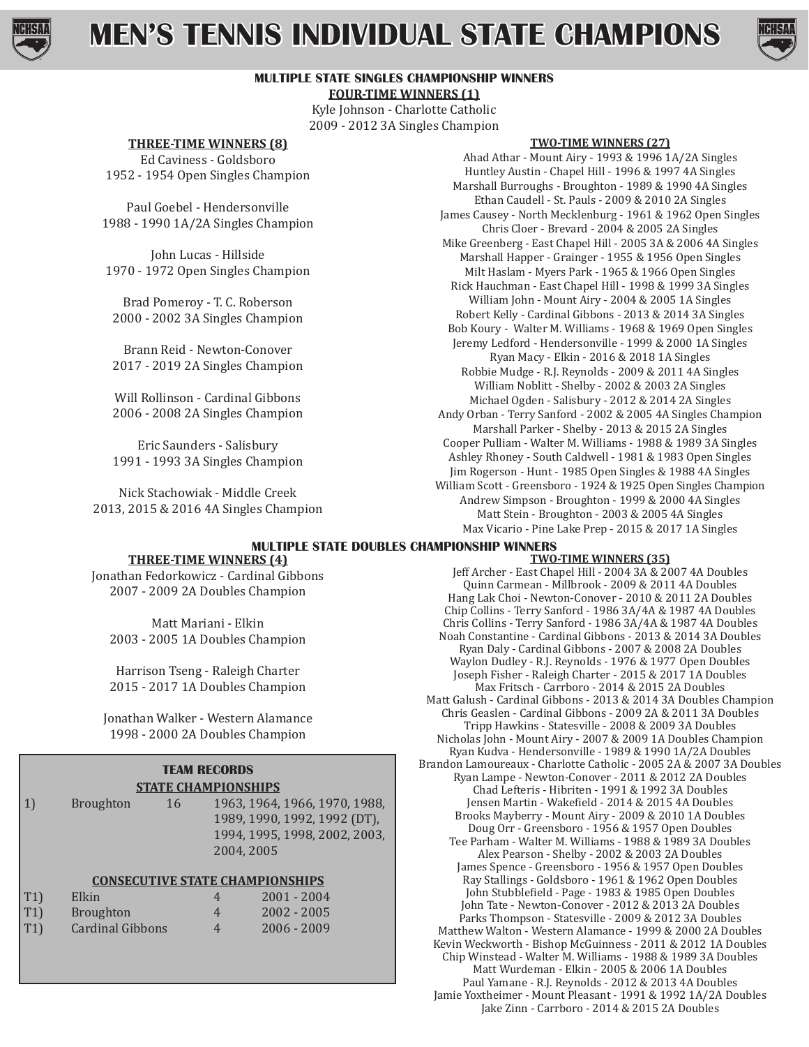# MEN'S TENNIS INDIVIDUAL STATE CHAMPIONS

## MULTIPLE STATE SINGLES CHAMPIONSHIP WINNERS

### FOUR-TIME WINNERS (1)

Kyle Johnson - Charlotte Catholic
2009 - 2012 3A Singles Champion

### THREE-TIME WINNERS (8)

Ed Caviness - Goldsboro
1952 - 1954 Open Singles Champion

Paul Goebel - Hendersonville
1988 - 1990 1A/2A Singles Champion

John Lucas - Hillside
1970 - 1972 Open Singles Champion

Brad Pomeroy - T. C. Roberson
2000 - 2002 3A Singles Champion

Brann Reid - Newton-Conover
2017 - 2019 2A Singles Champion

Will Rollinson - Cardinal Gibbons
2006 - 2008 2A Singles Champion

Eric Saunders - Salisbury
1991 - 1993 3A Singles Champion

Nick Stachowiak - Middle Creek
2013, 2015 & 2016 4A Singles Champion

### TWO-TIME WINNERS (27)

Ahad Athar - Mount Airy - 1993 & 1996 1A/2A Singles
Huntley Austin - Chapel Hill - 1996 & 1997 4A Singles
Marshall Burroughs - Broughton - 1989 & 1990 4A Singles
Ethan Caudell - St. Pauls - 2009 & 2010 2A Singles
James Causey - North Mecklenburg - 1961 & 1962 Open Singles
Chris Cloer - Brevard - 2004 & 2005 2A Singles
Mike Greenberg - East Chapel Hill - 2005 3A & 2006 4A Singles
Marshall Happer - Grainger - 1955 & 1956 Open Singles
Milt Haslam - Myers Park - 1965 & 1966 Open Singles
Rick Hauchman - East Chapel Hill - 1998 & 1999 3A Singles
William John - Mount Airy - 2004 & 2005 1A Singles
Robert Kelly - Cardinal Gibbons - 2013 & 2014 3A Singles
Bob Koury - Walter M. Williams - 1968 & 1969 Open Singles
Jeremy Ledford - Hendersonville - 1999 & 2000 1A Singles
Ryan Macy - Elkin - 2016 & 2018 1A Singles
Robbie Mudge - R.J. Reynolds - 2009 & 2011 4A Singles
William Noblitt - Shelby - 2002 & 2003 2A Singles
Michael Ogden - Salisbury - 2012 & 2014 2A Singles
Andy Orban - Terry Sanford - 2002 & 2005 4A Singles Champion
Marshall Parker - Shelby - 2013 & 2015 2A Singles
Cooper Pulliam - Walter M. Williams - 1988 & 1989 3A Singles
Ashley Rhoney - South Caldwell - 1981 & 1983 Open Singles
Jim Rogerson - Hunt - 1985 Open Singles & 1988 4A Singles
William Scott - Greensboro - 1924 & 1925 Open Singles Champion
Andrew Simpson - Broughton - 1999 & 2000 4A Singles
Matt Stein - Broughton - 2003 & 2005 4A Singles
Max Vicario - Pine Lake Prep - 2015 & 2017 1A Singles

## MULTIPLE STATE DOUBLES CHAMPIONSHIP WINNERS

### THREE-TIME WINNERS (4)

Jonathan Fedorkowicz - Cardinal Gibbons
2007 - 2009 2A Doubles Champion

Matt Mariani - Elkin
2003 - 2005 1A Doubles Champion

Harrison Tseng - Raleigh Charter
2015 - 2017 1A Doubles Champion

Jonathan Walker - Western Alamance
1998 - 2000 2A Doubles Champion

### TEAM RECORDS

**STATE CHAMPIONSHIPS**

| | | | |
|---|---|---|---|
| 1) | Broughton | 16 | 1963, 1964, 1966, 1970, 1988, 1989, 1990, 1992, 1992 (DT), 1994, 1995, 1998, 2002, 2003, 2004, 2005 |

**CONSECUTIVE STATE CHAMPIONSHIPS**

| | | | |
|---|---|---|---|
| T1) | Elkin | 4 | 2001 - 2004 |
| T1) | Broughton | 4 | 2002 - 2005 |
| T1) | Cardinal Gibbons | 4 | 2006 - 2009 |

### TWO-TIME WINNERS (35)

Jeff Archer - East Chapel Hill - 2004 3A & 2007 4A Doubles
Quinn Carmean - Millbrook - 2009 & 2011 4A Doubles
Hang Lak Choi - Newton-Conover - 2010 & 2011 2A Doubles
Chip Collins - Terry Sanford - 1986 3A/4A & 1987 4A Doubles
Chris Collins - Terry Sanford - 1986 3A/4A & 1987 4A Doubles
Noah Constantine - Cardinal Gibbons - 2013 & 2014 3A Doubles
Ryan Daly - Cardinal Gibbons - 2007 & 2008 2A Doubles
Waylon Dudley - R.J. Reynolds - 1976 & 1977 Open Doubles
Joseph Fisher - Raleigh Charter - 2015 & 2017 1A Doubles
Max Fritsch - Carrboro - 2014 & 2015 2A Doubles
Matt Galush - Cardinal Gibbons - 2013 & 2014 3A Doubles Champion
Chris Geaslen - Cardinal Gibbons - 2009 2A & 2011 3A Doubles
Tripp Hawkins - Statesville - 2008 & 2009 3A Doubles
Nicholas John - Mount Airy - 2007 & 2009 1A Doubles Champion
Ryan Kudva - Hendersonville - 1989 & 1990 1A/2A Doubles
Brandon Lamoureaux - Charlotte Catholic - 2005 2A & 2007 3A Doubles
Ryan Lampe - Newton-Conover - 2011 & 2012 2A Doubles
Chad Lefteris - Hibriten - 1991 & 1992 3A Doubles
Jensen Martin - Wakefield - 2014 & 2015 4A Doubles
Brooks Mayberry - Mount Airy - 2009 & 2010 1A Doubles
Doug Orr - Greensboro - 1956 & 1957 Open Doubles
Tee Parham - Walter M. Williams - 1988 & 1989 3A Doubles
Alex Pearson - Shelby - 2002 & 2003 2A Doubles
James Spence - Greensboro - 1956 & 1957 Open Doubles
Ray Stallings - Goldsboro - 1961 & 1962 Open Doubles
John Stubblefield - Page - 1983 & 1985 Open Doubles
John Tate - Newton-Conover - 2012 & 2013 2A Doubles
Parks Thompson - Statesville - 2009 & 2012 3A Doubles
Matthew Walton - Western Alamance - 1999 & 2000 2A Doubles
Kevin Weckworth - Bishop McGuinness - 2011 & 2012 1A Doubles
Chip Winstead - Walter M. Williams - 1988 & 1989 3A Doubles
Matt Wurdeman - Elkin - 2005 & 2006 1A Doubles
Paul Yamane - R.J. Reynolds - 2012 & 2013 4A Doubles
Jamie Yoxtheimer - Mount Pleasant - 1991 & 1992 1A/2A Doubles
Jake Zinn - Carrboro - 2014 & 2015 2A Doubles